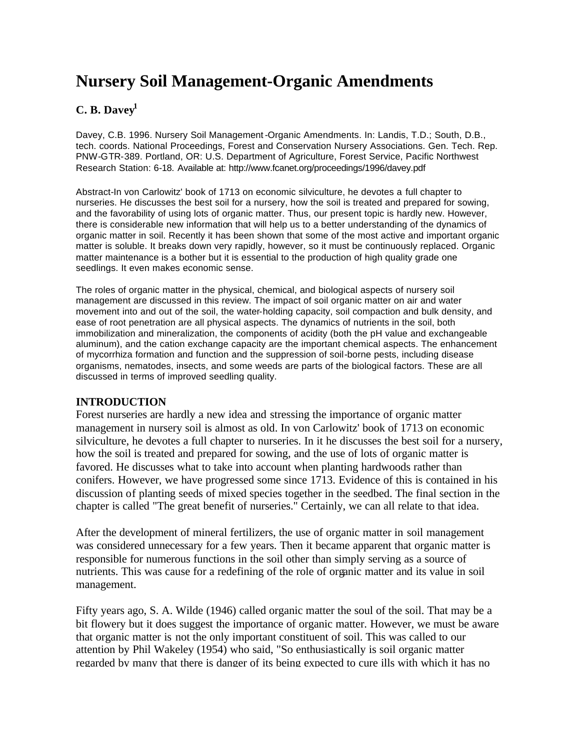# Nursery Soil Management-Organic Amendments

**C. B. Davey[1]**

Davey, C.B. 1996. Nursery Soil Management-Organic Amendments. In: Landis, T.D.; South, D.B., tech. coords. National Proceedings, Forest and Conservation Nursery Associations. Gen. Tech. Rep. PNW-GTR-389. Portland, OR: U.S. Department of Agriculture, Forest Service, Pacific Northwest Research Station: 6-18. Available at: http://www.fcanet.org/proceedings/1996/davey.pdf

Abstract-In von Carlowitz' book of 1713 on economic silviculture, he devotes a full chapter to nurseries. He discusses the best soil for a nursery, how the soil is treated and prepared for sowing, and the favorability of using lots of organic matter. Thus, our present topic is hardly new. However, there is considerable new information that will help us to a better understanding of the dynamics of organic matter in soil. Recently it has been shown that some of the most active and important organic matter is soluble. It breaks down very rapidly, however, so it must be continuously replaced. Organic matter maintenance is a bother but it is essential to the production of high quality grade one seedlings. It even makes economic sense.

The roles of organic matter in the physical, chemical, and biological aspects of nursery soil management are discussed in this review. The impact of soil organic matter on air and water movement into and out of the soil, the water-holding capacity, soil compaction and bulk density, and ease of root penetration are all physical aspects. The dynamics of nutrients in the soil, both immobilization and mineralization, the components of acidity (both the pH value and exchangeable aluminum), and the cation exchange capacity are the important chemical aspects. The enhancement of mycorrhiza formation and function and the suppression of soil-borne pests, including disease organisms, nematodes, insects, and some weeds are parts of the biological factors. These are all discussed in terms of improved seedling quality.

## INTRODUCTION

Forest nurseries are hardly a new idea and stressing the importance of organic matter management in nursery soil is almost as old. In von Carlowitz' book of 1713 on economic silviculture, he devotes a full chapter to nurseries. In it he discusses the best soil for a nursery, how the soil is treated and prepared for sowing, and the use of lots of organic matter is favored. He discusses what to take into account when planting hardwoods rather than conifers. However, we have progressed some since 1713. Evidence of this is contained in his discussion of planting seeds of mixed species together in the seedbed. The final section in the chapter is called "The great benefit of nurseries." Certainly, we can all relate to that idea.

After the development of mineral fertilizers, the use of organic matter in soil management was considered unnecessary for a few years. Then it became apparent that organic matter is responsible for numerous functions in the soil other than simply serving as a source of nutrients. This was cause for a redefining of the role of organic matter and its value in soil management.

Fifty years ago, S. A. Wilde (1946) called organic matter the soul of the soil. That may be a bit flowery but it does suggest the importance of organic matter. However, we must be aware that organic matter is not the only important constituent of soil. This was called to our attention by Phil Wakeley (1954) who said, "So enthusiastically is soil organic matter regarded by many that there is danger of its being expected to cure ills with which it has no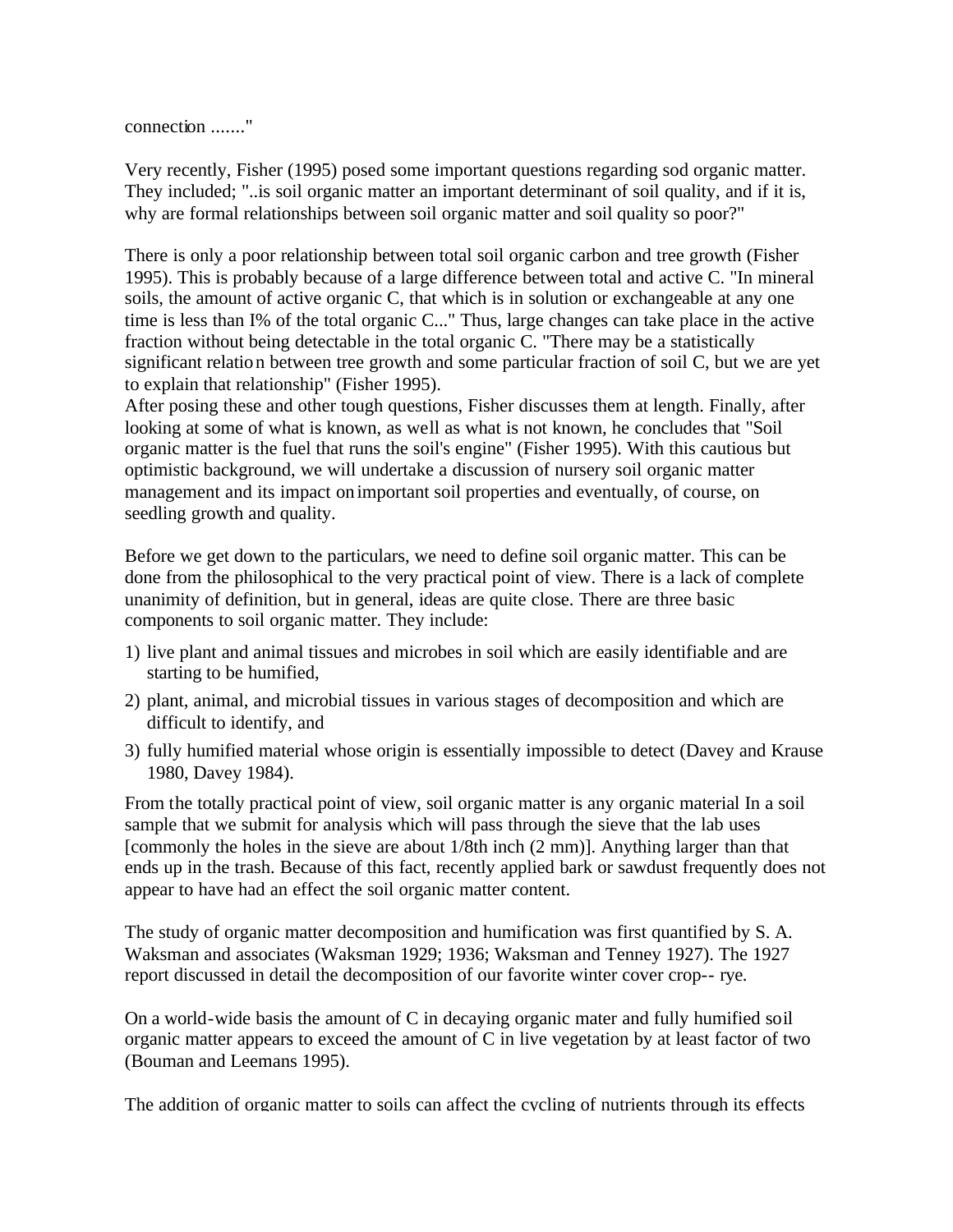connection ......."

Very recently, Fisher (1995) posed some important questions regarding sod organic matter. They included; "..is soil organic matter an important determinant of soil quality, and if it is, why are formal relationships between soil organic matter and soil quality so poor?"

There is only a poor relationship between total soil organic carbon and tree growth (Fisher 1995). This is probably because of a large difference between total and active C. "In mineral soils, the amount of active organic C, that which is in solution or exchangeable at any one time is less than I% of the total organic C..." Thus, large changes can take place in the active fraction without being detectable in the total organic C. "There may be a statistically significant relation between tree growth and some particular fraction of soil C, but we are yet to explain that relationship" (Fisher 1995).

After posing these and other tough questions, Fisher discusses them at length. Finally, after looking at some of what is known, as well as what is not known, he concludes that "Soil organic matter is the fuel that runs the soil's engine" (Fisher 1995). With this cautious but optimistic background, we will undertake a discussion of nursery soil organic matter management and its impact on important soil properties and eventually, of course, on seedling growth and quality.

Before we get down to the particulars, we need to define soil organic matter. This can be done from the philosophical to the very practical point of view. There is a lack of complete unanimity of definition, but in general, ideas are quite close. There are three basic components to soil organic matter. They include:

1) live plant and animal tissues and microbes in soil which are easily identifiable and are starting to be humified,
2) plant, animal, and microbial tissues in various stages of decomposition and which are difficult to identify, and
3) fully humified material whose origin is essentially impossible to detect (Davey and Krause 1980, Davey 1984).

From the totally practical point of view, soil organic matter is any organic material In a soil sample that we submit for analysis which will pass through the sieve that the lab uses [commonly the holes in the sieve are about 1/8th inch (2 mm)]. Anything larger than that ends up in the trash. Because of this fact, recently applied bark or sawdust frequently does not appear to have had an effect the soil organic matter content.

The study of organic matter decomposition and humification was first quantified by S. A. Waksman and associates (Waksman 1929; 1936; Waksman and Tenney 1927). The 1927 report discussed in detail the decomposition of our favorite winter cover crop-- rye.

On a world-wide basis the amount of C in decaying organic mater and fully humified soil organic matter appears to exceed the amount of C in live vegetation by at least factor of two (Bouman and Leemans 1995).

The addition of organic matter to soils can affect the cycling of nutrients through its effects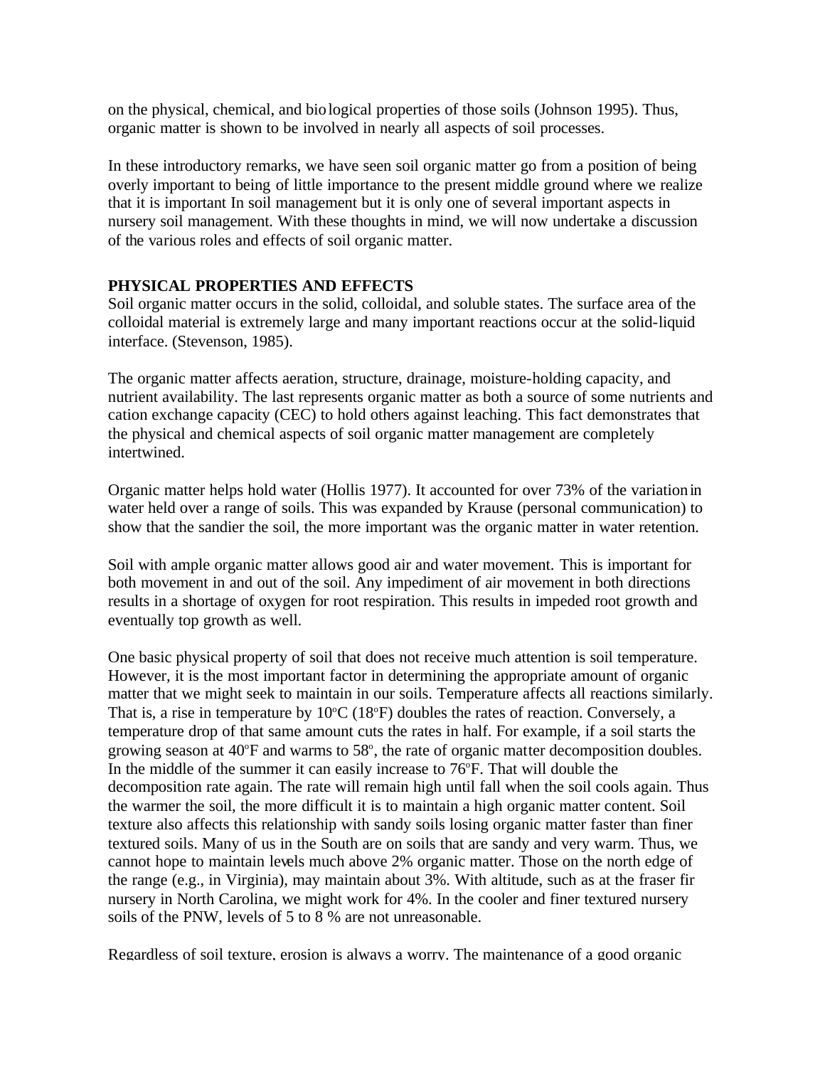on the physical, chemical, and biological properties of those soils (Johnson 1995). Thus, organic matter is shown to be involved in nearly all aspects of soil processes.

In these introductory remarks, we have seen soil organic matter go from a position of being overly important to being of little importance to the present middle ground where we realize that it is important In soil management but it is only one of several important aspects in nursery soil management. With these thoughts in mind, we will now undertake a discussion of the various roles and effects of soil organic matter.

**PHYSICAL PROPERTIES AND EFFECTS**

Soil organic matter occurs in the solid, colloidal, and soluble states. The surface area of the colloidal material is extremely large and many important reactions occur at the solid-liquid interface. (Stevenson, 1985).

The organic matter affects aeration, structure, drainage, moisture-holding capacity, and nutrient availability. The last represents organic matter as both a source of some nutrients and cation exchange capacity (CEC) to hold others against leaching. This fact demonstrates that the physical and chemical aspects of soil organic matter management are completely intertwined.

Organic matter helps hold water (Hollis 1977). It accounted for over 73% of the variation in water held over a range of soils. This was expanded by Krause (personal communication) to show that the sandier the soil, the more important was the organic matter in water retention.

Soil with ample organic matter allows good air and water movement. This is important for both movement in and out of the soil. Any impediment of air movement in both directions results in a shortage of oxygen for root respiration. This results in impeded root growth and eventually top growth as well.

One basic physical property of soil that does not receive much attention is soil temperature. However, it is the most important factor in determining the appropriate amount of organic matter that we might seek to maintain in our soils. Temperature affects all reactions similarly. That is, a rise in temperature by 10°C (18°F) doubles the rates of reaction. Conversely, a temperature drop of that same amount cuts the rates in half. For example, if a soil starts the growing season at 40°F and warms to 58°, the rate of organic matter decomposition doubles. In the middle of the summer it can easily increase to 76°F. That will double the decomposition rate again. The rate will remain high until fall when the soil cools again. Thus the warmer the soil, the more difficult it is to maintain a high organic matter content. Soil texture also affects this relationship with sandy soils losing organic matter faster than finer textured soils. Many of us in the South are on soils that are sandy and very warm. Thus, we cannot hope to maintain levels much above 2% organic matter. Those on the north edge of the range (e.g., in Virginia), may maintain about 3%. With altitude, such as at the fraser fir nursery in North Carolina, we might work for 4%. In the cooler and finer textured nursery soils of the PNW, levels of 5 to 8 % are not unreasonable.

Regardless of soil texture, erosion is always a worry. The maintenance of a good organic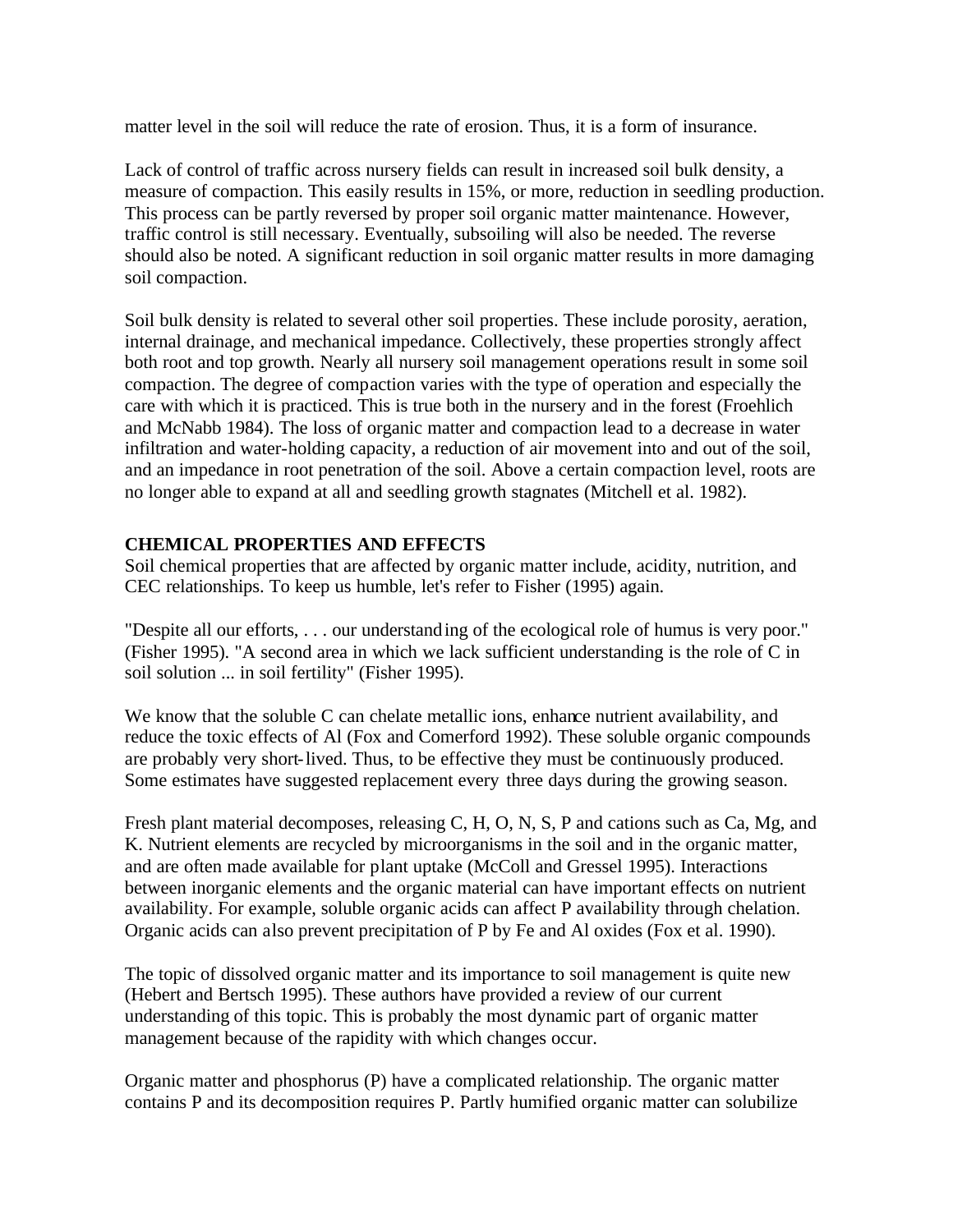matter level in the soil will reduce the rate of erosion. Thus, it is a form of insurance.

Lack of control of traffic across nursery fields can result in increased soil bulk density, a measure of compaction. This easily results in 15%, or more, reduction in seedling production. This process can be partly reversed by proper soil organic matter maintenance. However, traffic control is still necessary. Eventually, subsoiling will also be needed. The reverse should also be noted. A significant reduction in soil organic matter results in more damaging soil compaction.

Soil bulk density is related to several other soil properties. These include porosity, aeration, internal drainage, and mechanical impedance. Collectively, these properties strongly affect both root and top growth. Nearly all nursery soil management operations result in some soil compaction. The degree of compaction varies with the type of operation and especially the care with which it is practiced. This is true both in the nursery and in the forest (Froehlich and McNabb 1984). The loss of organic matter and compaction lead to a decrease in water infiltration and water-holding capacity, a reduction of air movement into and out of the soil, and an impedance in root penetration of the soil. Above a certain compaction level, roots are no longer able to expand at all and seedling growth stagnates (Mitchell et al. 1982).

**CHEMICAL PROPERTIES AND EFFECTS**

Soil chemical properties that are affected by organic matter include, acidity, nutrition, and CEC relationships. To keep us humble, let's refer to Fisher (1995) again.

"Despite all our efforts, . . . our understanding of the ecological role of humus is very poor." (Fisher 1995). "A second area in which we lack sufficient understanding is the role of C in soil solution ... in soil fertility" (Fisher 1995).

We know that the soluble C can chelate metallic ions, enhance nutrient availability, and reduce the toxic effects of Al (Fox and Comerford 1992). These soluble organic compounds are probably very short-lived. Thus, to be effective they must be continuously produced. Some estimates have suggested replacement every three days during the growing season.

Fresh plant material decomposes, releasing C, H, O, N, S, P and cations such as Ca, Mg, and K. Nutrient elements are recycled by microorganisms in the soil and in the organic matter, and are often made available for plant uptake (McColl and Gressel 1995). Interactions between inorganic elements and the organic material can have important effects on nutrient availability. For example, soluble organic acids can affect P availability through chelation. Organic acids can also prevent precipitation of P by Fe and Al oxides (Fox et al. 1990).

The topic of dissolved organic matter and its importance to soil management is quite new (Hebert and Bertsch 1995). These authors have provided a review of our current understanding of this topic. This is probably the most dynamic part of organic matter management because of the rapidity with which changes occur.

Organic matter and phosphorus (P) have a complicated relationship. The organic matter contains P and its decomposition requires P. Partly humified organic matter can solubilize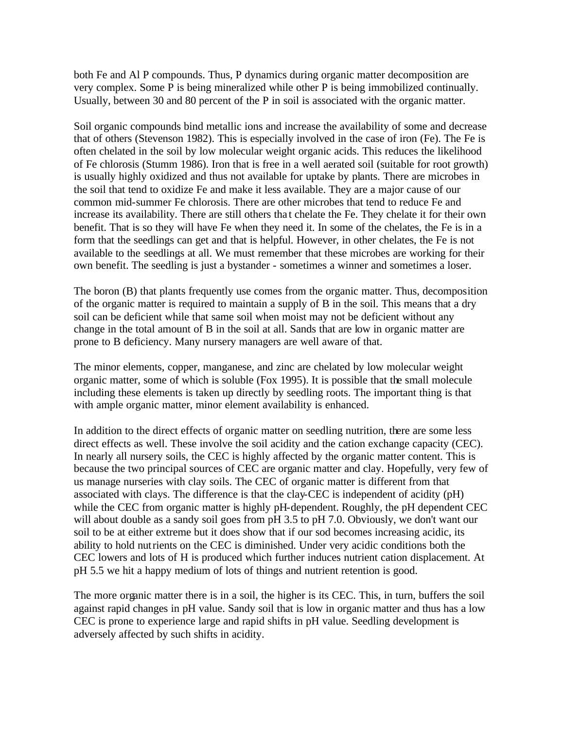both Fe and Al P compounds. Thus, P dynamics during organic matter decomposition are very complex. Some P is being mineralized while other P is being immobilized continually. Usually, between 30 and 80 percent of the P in soil is associated with the organic matter.

Soil organic compounds bind metallic ions and increase the availability of some and decrease that of others (Stevenson 1982). This is especially involved in the case of iron (Fe). The Fe is often chelated in the soil by low molecular weight organic acids. This reduces the likelihood of Fe chlorosis (Stumm 1986). Iron that is free in a well aerated soil (suitable for root growth) is usually highly oxidized and thus not available for uptake by plants. There are microbes in the soil that tend to oxidize Fe and make it less available. They are a major cause of our common mid-summer Fe chlorosis. There are other microbes that tend to reduce Fe and increase its availability. There are still others that chelate the Fe. They chelate it for their own benefit. That is so they will have Fe when they need it. In some of the chelates, the Fe is in a form that the seedlings can get and that is helpful. However, in other chelates, the Fe is not available to the seedlings at all. We must remember that these microbes are working for their own benefit. The seedling is just a bystander - sometimes a winner and sometimes a loser.

The boron (B) that plants frequently use comes from the organic matter. Thus, decomposition of the organic matter is required to maintain a supply of B in the soil. This means that a dry soil can be deficient while that same soil when moist may not be deficient without any change in the total amount of B in the soil at all. Sands that are low in organic matter are prone to B deficiency. Many nursery managers are well aware of that.

The minor elements, copper, manganese, and zinc are chelated by low molecular weight organic matter, some of which is soluble (Fox 1995). It is possible that the small molecule including these elements is taken up directly by seedling roots. The important thing is that with ample organic matter, minor element availability is enhanced.

In addition to the direct effects of organic matter on seedling nutrition, there are some less direct effects as well. These involve the soil acidity and the cation exchange capacity (CEC). In nearly all nursery soils, the CEC is highly affected by the organic matter content. This is because the two principal sources of CEC are organic matter and clay. Hopefully, very few of us manage nurseries with clay soils. The CEC of organic matter is different from that associated with clays. The difference is that the clay-CEC is independent of acidity (pH) while the CEC from organic matter is highly pH-dependent. Roughly, the pH dependent CEC will about double as a sandy soil goes from pH 3.5 to pH 7.0. Obviously, we don't want our soil to be at either extreme but it does show that if our sod becomes increasing acidic, its ability to hold nutrients on the CEC is diminished. Under very acidic conditions both the CEC lowers and lots of H is produced which further induces nutrient cation displacement. At pH 5.5 we hit a happy medium of lots of things and nutrient retention is good.

The more organic matter there is in a soil, the higher is its CEC. This, in turn, buffers the soil against rapid changes in pH value. Sandy soil that is low in organic matter and thus has a low CEC is prone to experience large and rapid shifts in pH value. Seedling development is adversely affected by such shifts in acidity.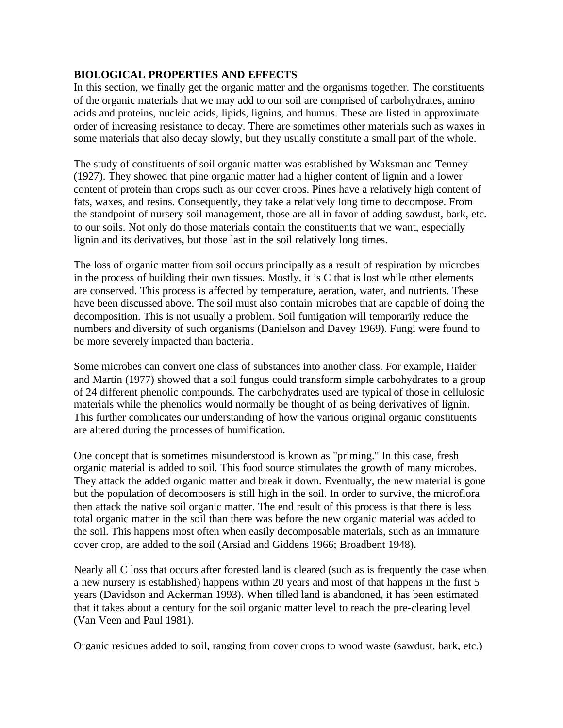**BIOLOGICAL PROPERTIES AND EFFECTS**

In this section, we finally get the organic matter and the organisms together. The constituents of the organic materials that we may add to our soil are comprised of carbohydrates, amino acids and proteins, nucleic acids, lipids, lignins, and humus. These are listed in approximate order of increasing resistance to decay. There are sometimes other materials such as waxes in some materials that also decay slowly, but they usually constitute a small part of the whole.

The study of constituents of soil organic matter was established by Waksman and Tenney (1927). They showed that pine organic matter had a higher content of lignin and a lower content of protein than crops such as our cover crops. Pines have a relatively high content of fats, waxes, and resins. Consequently, they take a relatively long time to decompose. From the standpoint of nursery soil management, those are all in favor of adding sawdust, bark, etc. to our soils. Not only do those materials contain the constituents that we want, especially lignin and its derivatives, but those last in the soil relatively long times.

The loss of organic matter from soil occurs principally as a result of respiration by microbes in the process of building their own tissues. Mostly, it is C that is lost while other elements are conserved. This process is affected by temperature, aeration, water, and nutrients. These have been discussed above. The soil must also contain microbes that are capable of doing the decomposition. This is not usually a problem. Soil fumigation will temporarily reduce the numbers and diversity of such organisms (Danielson and Davey 1969). Fungi were found to be more severely impacted than bacteria.

Some microbes can convert one class of substances into another class. For example, Haider and Martin (1977) showed that a soil fungus could transform simple carbohydrates to a group of 24 different phenolic compounds. The carbohydrates used are typical of those in cellulosic materials while the phenolics would normally be thought of as being derivatives of lignin. This further complicates our understanding of how the various original organic constituents are altered during the processes of humification.

One concept that is sometimes misunderstood is known as "priming." In this case, fresh organic material is added to soil. This food source stimulates the growth of many microbes. They attack the added organic matter and break it down. Eventually, the new material is gone but the population of decomposers is still high in the soil. In order to survive, the microflora then attack the native soil organic matter. The end result of this process is that there is less total organic matter in the soil than there was before the new organic material was added to the soil. This happens most often when easily decomposable materials, such as an immature cover crop, are added to the soil (Arsiad and Giddens 1966; Broadbent 1948).

Nearly all C loss that occurs after forested land is cleared (such as is frequently the case when a new nursery is established) happens within 20 years and most of that happens in the first 5 years (Davidson and Ackerman 1993). When tilled land is abandoned, it has been estimated that it takes about a century for the soil organic matter level to reach the pre-clearing level (Van Veen and Paul 1981).

Organic residues added to soil, ranging from cover crops to wood waste (sawdust, bark, etc.)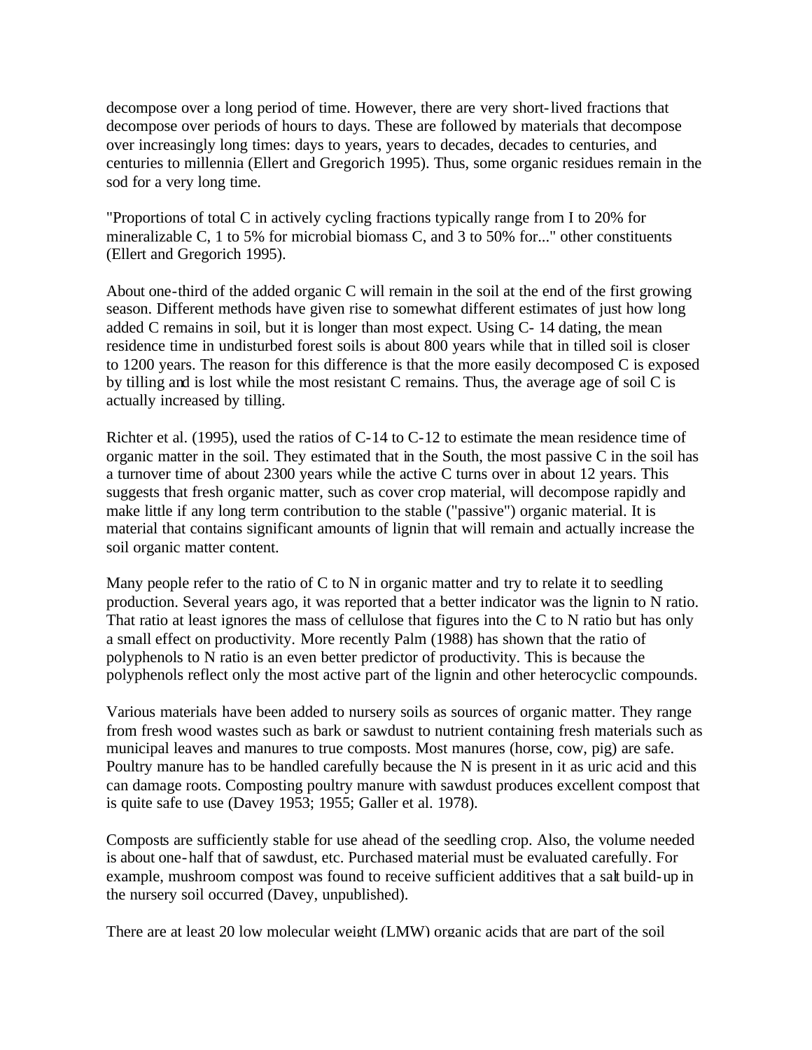decompose over a long period of time. However, there are very short-lived fractions that decompose over periods of hours to days. These are followed by materials that decompose over increasingly long times: days to years, years to decades, decades to centuries, and centuries to millennia (Ellert and Gregorich 1995). Thus, some organic residues remain in the sod for a very long time.

"Proportions of total C in actively cycling fractions typically range from I to 20% for mineralizable C, 1 to 5% for microbial biomass C, and 3 to 50% for..." other constituents (Ellert and Gregorich 1995).

About one-third of the added organic C will remain in the soil at the end of the first growing season. Different methods have given rise to somewhat different estimates of just how long added C remains in soil, but it is longer than most expect. Using C- 14 dating, the mean residence time in undisturbed forest soils is about 800 years while that in tilled soil is closer to 1200 years. The reason for this difference is that the more easily decomposed C is exposed by tilling and is lost while the most resistant C remains. Thus, the average age of soil C is actually increased by tilling.

Richter et al. (1995), used the ratios of C-14 to C-12 to estimate the mean residence time of organic matter in the soil. They estimated that in the South, the most passive C in the soil has a turnover time of about 2300 years while the active C turns over in about 12 years. This suggests that fresh organic matter, such as cover crop material, will decompose rapidly and make little if any long term contribution to the stable ("passive") organic material. It is material that contains significant amounts of lignin that will remain and actually increase the soil organic matter content.

Many people refer to the ratio of C to N in organic matter and try to relate it to seedling production. Several years ago, it was reported that a better indicator was the lignin to N ratio. That ratio at least ignores the mass of cellulose that figures into the C to N ratio but has only a small effect on productivity. More recently Palm (1988) has shown that the ratio of polyphenols to N ratio is an even better predictor of productivity. This is because the polyphenols reflect only the most active part of the lignin and other heterocyclic compounds.

Various materials have been added to nursery soils as sources of organic matter. They range from fresh wood wastes such as bark or sawdust to nutrient containing fresh materials such as municipal leaves and manures to true composts. Most manures (horse, cow, pig) are safe. Poultry manure has to be handled carefully because the N is present in it as uric acid and this can damage roots. Composting poultry manure with sawdust produces excellent compost that is quite safe to use (Davey 1953; 1955; Galler et al. 1978).

Composts are sufficiently stable for use ahead of the seedling crop. Also, the volume needed is about one-half that of sawdust, etc. Purchased material must be evaluated carefully. For example, mushroom compost was found to receive sufficient additives that a salt build-up in the nursery soil occurred (Davey, unpublished).

There are at least 20 low molecular weight (LMW) organic acids that are part of the soil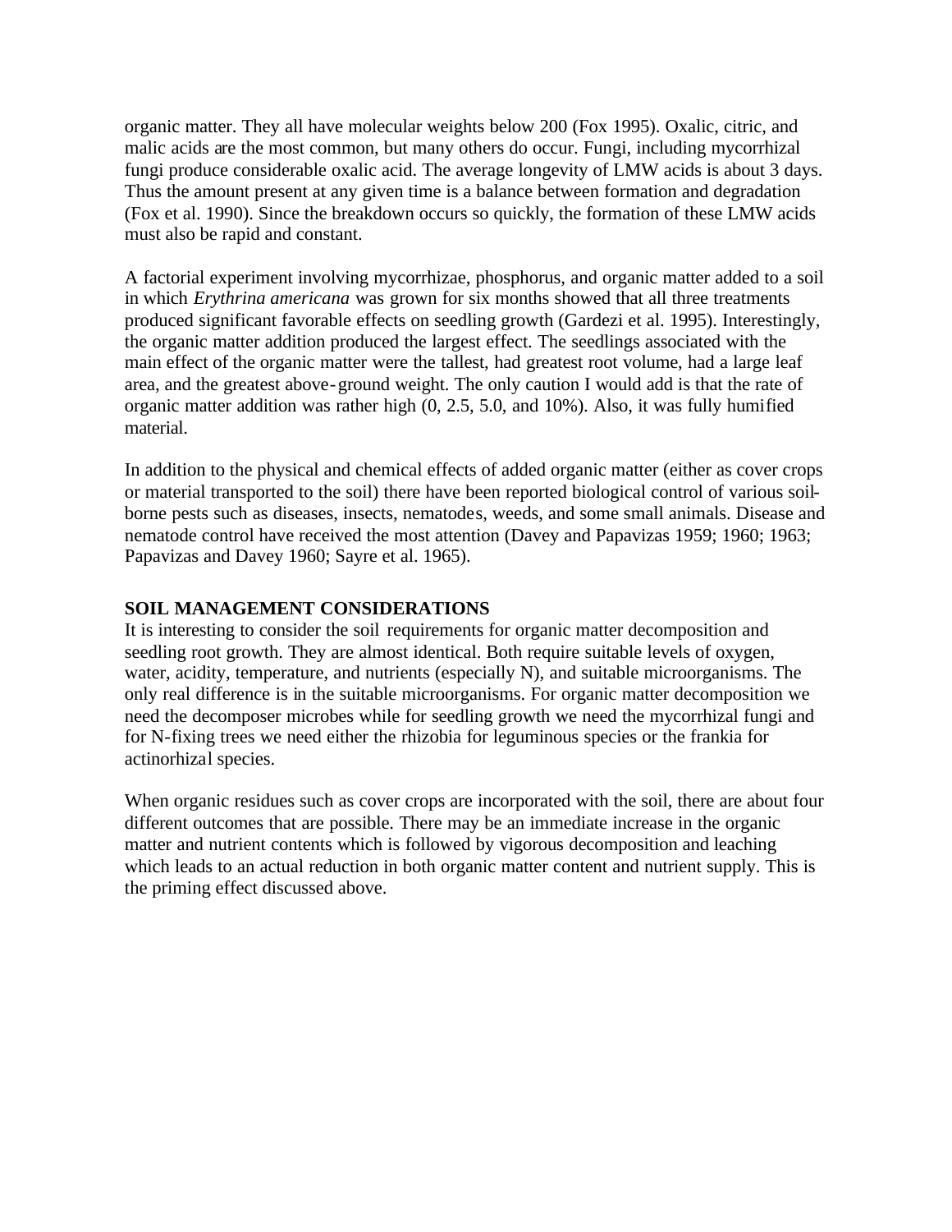organic matter. They all have molecular weights below 200 (Fox 1995). Oxalic, citric, and malic acids are the most common, but many others do occur. Fungi, including mycorrhizal fungi produce considerable oxalic acid. The average longevity of LMW acids is about 3 days. Thus the amount present at any given time is a balance between formation and degradation (Fox et al. 1990). Since the breakdown occurs so quickly, the formation of these LMW acids must also be rapid and constant.

A factorial experiment involving mycorrhizae, phosphorus, and organic matter added to a soil in which *Erythrina americana* was grown for six months showed that all three treatments produced significant favorable effects on seedling growth (Gardezi et al. 1995). Interestingly, the organic matter addition produced the largest effect. The seedlings associated with the main effect of the organic matter were the tallest, had greatest root volume, had a large leaf area, and the greatest above-ground weight. The only caution I would add is that the rate of organic matter addition was rather high (0, 2.5, 5.0, and 10%). Also, it was fully humified material.

In addition to the physical and chemical effects of added organic matter (either as cover crops or material transported to the soil) there have been reported biological control of various soil-borne pests such as diseases, insects, nematodes, weeds, and some small animals. Disease and nematode control have received the most attention (Davey and Papavizas 1959; 1960; 1963; Papavizas and Davey 1960; Sayre et al. 1965).

## SOIL MANAGEMENT CONSIDERATIONS

It is interesting to consider the soil requirements for organic matter decomposition and seedling root growth. They are almost identical. Both require suitable levels of oxygen, water, acidity, temperature, and nutrients (especially N), and suitable microorganisms. The only real difference is in the suitable microorganisms. For organic matter decomposition we need the decomposer microbes while for seedling growth we need the mycorrhizal fungi and for N-fixing trees we need either the rhizobia for leguminous species or the frankia for actinorhizal species.

When organic residues such as cover crops are incorporated with the soil, there are about four different outcomes that are possible. There may be an immediate increase in the organic matter and nutrient contents which is followed by vigorous decomposition and leaching which leads to an actual reduction in both organic matter content and nutrient supply. This is the priming effect discussed above.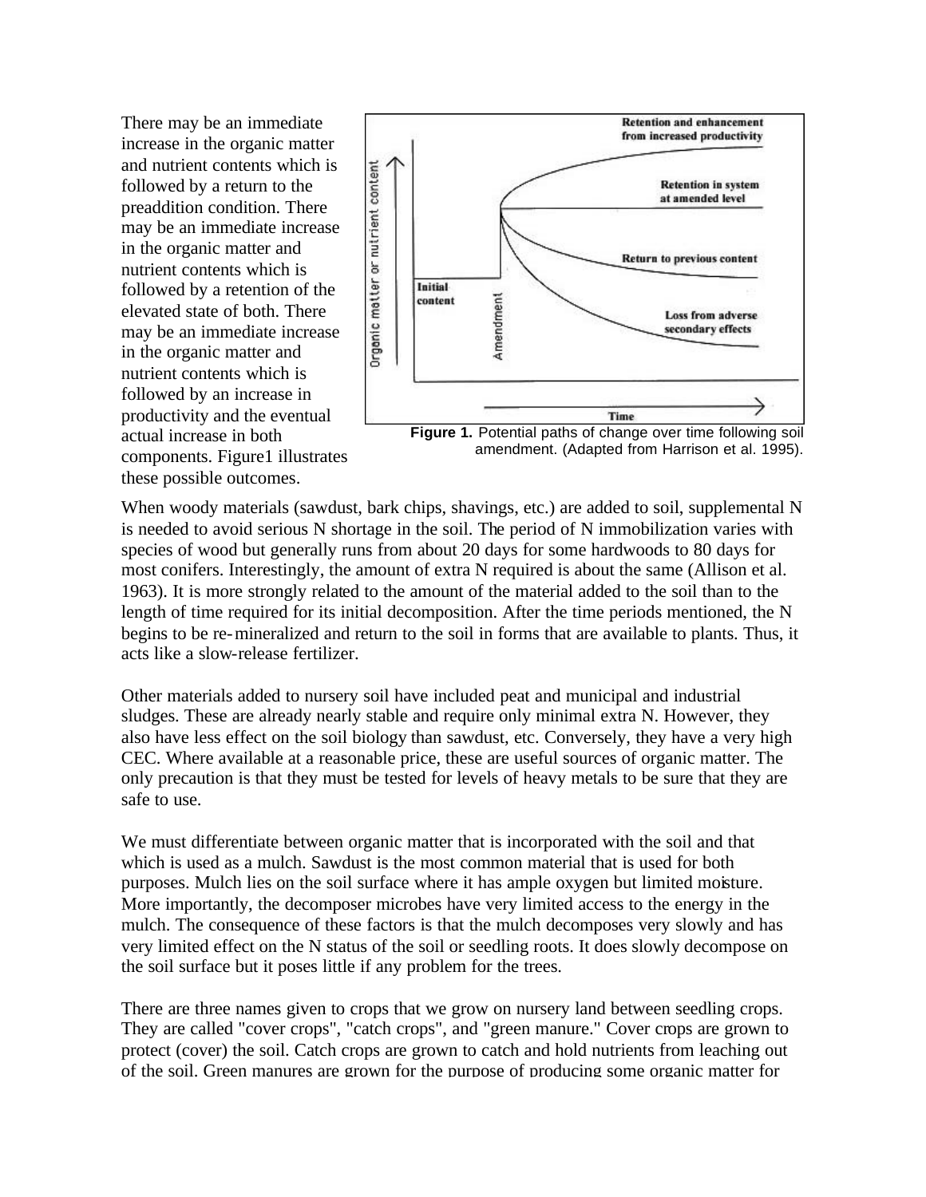There may be an immediate increase in the organic matter and nutrient contents which is followed by a return to the preaddition condition. There may be an immediate increase in the organic matter and nutrient contents which is followed by a retention of the elevated state of both. There may be an immediate increase in the organic matter and nutrient contents which is followed by an increase in productivity and the eventual actual increase in both components. Figure1 illustrates these possible outcomes.

**Figure 1.** Potential paths of change over time following soil amendment. (Adapted from Harrison et al. 1995).

When woody materials (sawdust, bark chips, shavings, etc.) are added to soil, supplemental N is needed to avoid serious N shortage in the soil. The period of N immobilization varies with species of wood but generally runs from about 20 days for some hardwoods to 80 days for most conifers. Interestingly, the amount of extra N required is about the same (Allison et al. 1963). It is more strongly related to the amount of the material added to the soil than to the length of time required for its initial decomposition. After the time periods mentioned, the N begins to be re-mineralized and return to the soil in forms that are available to plants. Thus, it acts like a slow-release fertilizer.

Other materials added to nursery soil have included peat and municipal and industrial sludges. These are already nearly stable and require only minimal extra N. However, they also have less effect on the soil biology than sawdust, etc. Conversely, they have a very high CEC. Where available at a reasonable price, these are useful sources of organic matter. The only precaution is that they must be tested for levels of heavy metals to be sure that they are safe to use.

We must differentiate between organic matter that is incorporated with the soil and that which is used as a mulch. Sawdust is the most common material that is used for both purposes. Mulch lies on the soil surface where it has ample oxygen but limited moisture. More importantly, the decomposer microbes have very limited access to the energy in the mulch. The consequence of these factors is that the mulch decomposes very slowly and has very limited effect on the N status of the soil or seedling roots. It does slowly decompose on the soil surface but it poses little if any problem for the trees.

There are three names given to crops that we grow on nursery land between seedling crops. They are called "cover crops", "catch crops", and "green manure." Cover crops are grown to protect (cover) the soil. Catch crops are grown to catch and hold nutrients from leaching out of the soil. Green manures are grown for the purpose of producing some organic matter for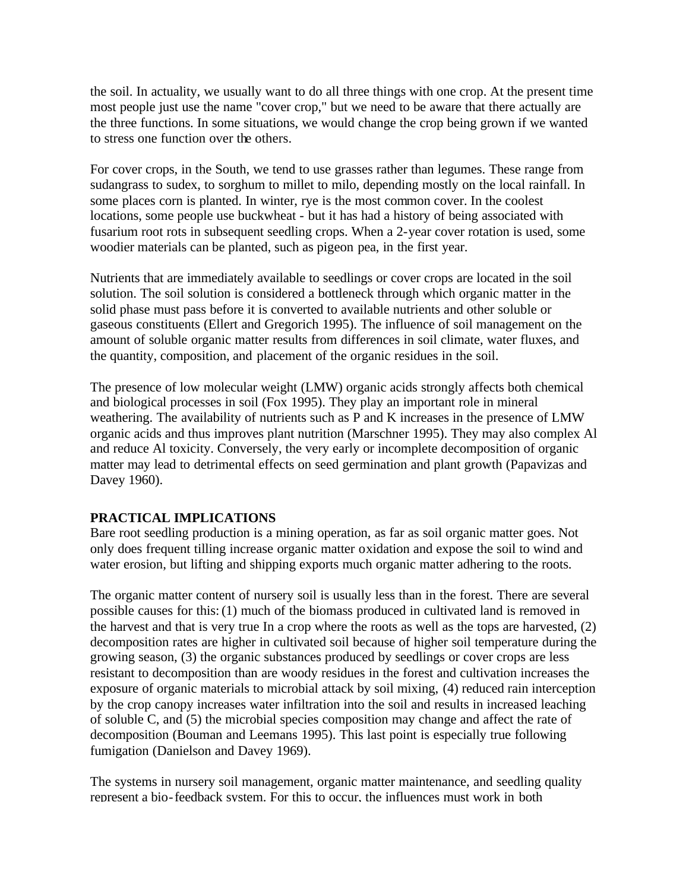the soil. In actuality, we usually want to do all three things with one crop. At the present time most people just use the name "cover crop," but we need to be aware that there actually are the three functions. In some situations, we would change the crop being grown if we wanted to stress one function over the others.

For cover crops, in the South, we tend to use grasses rather than legumes. These range from sudangrass to sudex, to sorghum to millet to milo, depending mostly on the local rainfall. In some places corn is planted. In winter, rye is the most common cover. In the coolest locations, some people use buckwheat - but it has had a history of being associated with fusarium root rots in subsequent seedling crops. When a 2-year cover rotation is used, some woodier materials can be planted, such as pigeon pea, in the first year.

Nutrients that are immediately available to seedlings or cover crops are located in the soil solution. The soil solution is considered a bottleneck through which organic matter in the solid phase must pass before it is converted to available nutrients and other soluble or gaseous constituents (Ellert and Gregorich 1995). The influence of soil management on the amount of soluble organic matter results from differences in soil climate, water fluxes, and the quantity, composition, and placement of the organic residues in the soil.

The presence of low molecular weight (LMW) organic acids strongly affects both chemical and biological processes in soil (Fox 1995). They play an important role in mineral weathering. The availability of nutrients such as P and K increases in the presence of LMW organic acids and thus improves plant nutrition (Marschner 1995). They may also complex Al and reduce Al toxicity. Conversely, the very early or incomplete decomposition of organic matter may lead to detrimental effects on seed germination and plant growth (Papavizas and Davey 1960).

**PRACTICAL IMPLICATIONS**

Bare root seedling production is a mining operation, as far as soil organic matter goes. Not only does frequent tilling increase organic matter oxidation and expose the soil to wind and water erosion, but lifting and shipping exports much organic matter adhering to the roots.

The organic matter content of nursery soil is usually less than in the forest. There are several possible causes for this: (1) much of the biomass produced in cultivated land is removed in the harvest and that is very true In a crop where the roots as well as the tops are harvested, (2) decomposition rates are higher in cultivated soil because of higher soil temperature during the growing season, (3) the organic substances produced by seedlings or cover crops are less resistant to decomposition than are woody residues in the forest and cultivation increases the exposure of organic materials to microbial attack by soil mixing, (4) reduced rain interception by the crop canopy increases water infiltration into the soil and results in increased leaching of soluble C, and (5) the microbial species composition may change and affect the rate of decomposition (Bouman and Leemans 1995). This last point is especially true following fumigation (Danielson and Davey 1969).

The systems in nursery soil management, organic matter maintenance, and seedling quality represent a bio-feedback system. For this to occur, the influences must work in both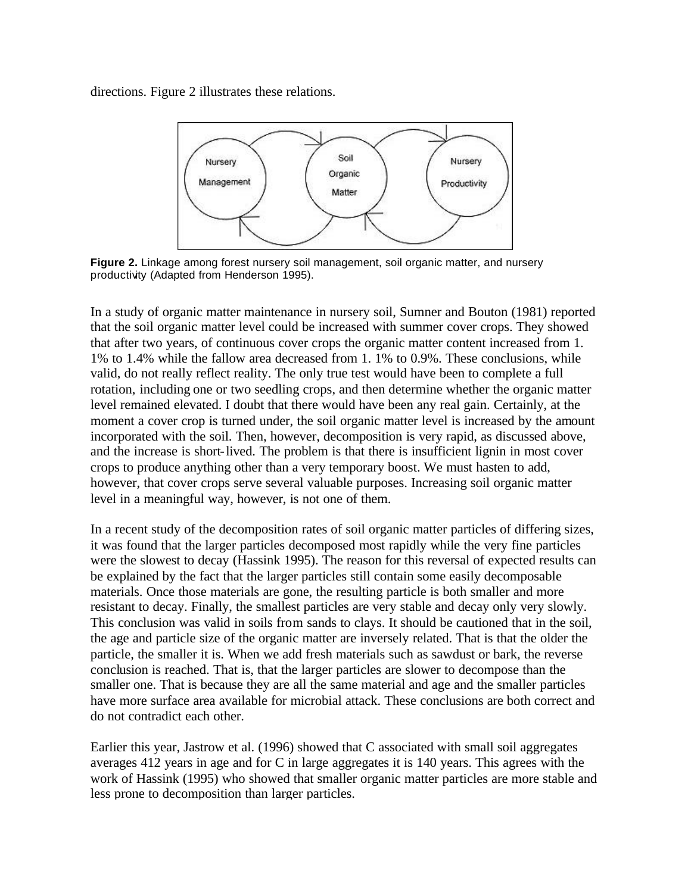directions. Figure 2 illustrates these relations.

**Figure 2.** Linkage among forest nursery soil management, soil organic matter, and nursery productivity (Adapted from Henderson 1995).

In a study of organic matter maintenance in nursery soil, Sumner and Bouton (1981) reported that the soil organic matter level could be increased with summer cover crops. They showed that after two years, of continuous cover crops the organic matter content increased from 1. 1% to 1.4% while the fallow area decreased from 1. 1% to 0.9%. These conclusions, while valid, do not really reflect reality. The only true test would have been to complete a full rotation, including one or two seedling crops, and then determine whether the organic matter level remained elevated. I doubt that there would have been any real gain. Certainly, at the moment a cover crop is turned under, the soil organic matter level is increased by the amount incorporated with the soil. Then, however, decomposition is very rapid, as discussed above, and the increase is short-lived. The problem is that there is insufficient lignin in most cover crops to produce anything other than a very temporary boost. We must hasten to add, however, that cover crops serve several valuable purposes. Increasing soil organic matter level in a meaningful way, however, is not one of them.

In a recent study of the decomposition rates of soil organic matter particles of differing sizes, it was found that the larger particles decomposed most rapidly while the very fine particles were the slowest to decay (Hassink 1995). The reason for this reversal of expected results can be explained by the fact that the larger particles still contain some easily decomposable materials. Once those materials are gone, the resulting particle is both smaller and more resistant to decay. Finally, the smallest particles are very stable and decay only very slowly. This conclusion was valid in soils from sands to clays. It should be cautioned that in the soil, the age and particle size of the organic matter are inversely related. That is that the older the particle, the smaller it is. When we add fresh materials such as sawdust or bark, the reverse conclusion is reached. That is, that the larger particles are slower to decompose than the smaller one. That is because they are all the same material and age and the smaller particles have more surface area available for microbial attack. These conclusions are both correct and do not contradict each other.

Earlier this year, Jastrow et al. (1996) showed that C associated with small soil aggregates averages 412 years in age and for C in large aggregates it is 140 years. This agrees with the work of Hassink (1995) who showed that smaller organic matter particles are more stable and less prone to decomposition than larger particles.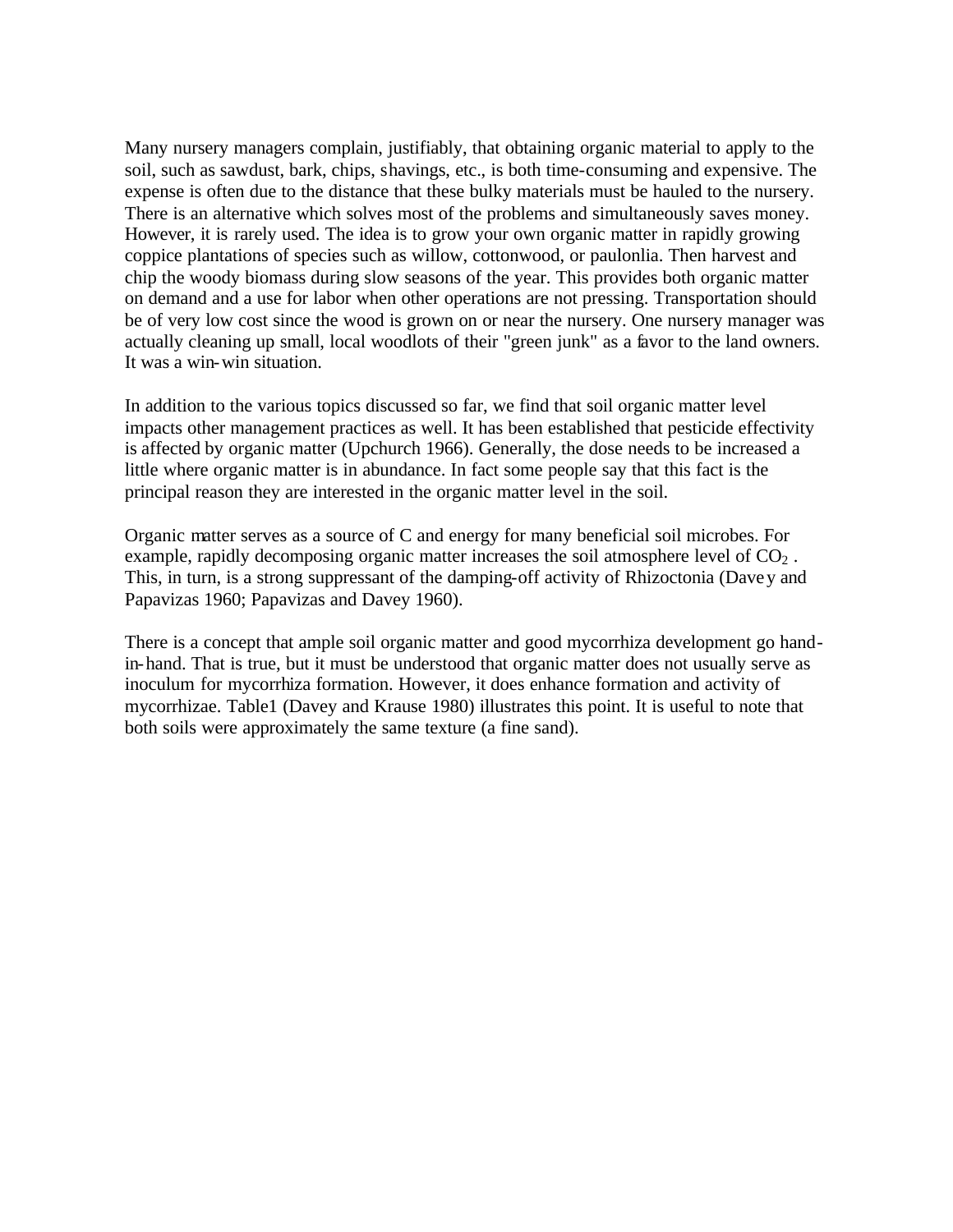Many nursery managers complain, justifiably, that obtaining organic material to apply to the soil, such as sawdust, bark, chips, shavings, etc., is both time-consuming and expensive. The expense is often due to the distance that these bulky materials must be hauled to the nursery. There is an alternative which solves most of the problems and simultaneously saves money. However, it is rarely used. The idea is to grow your own organic matter in rapidly growing coppice plantations of species such as willow, cottonwood, or paulonlia. Then harvest and chip the woody biomass during slow seasons of the year. This provides both organic matter on demand and a use for labor when other operations are not pressing. Transportation should be of very low cost since the wood is grown on or near the nursery. One nursery manager was actually cleaning up small, local woodlots of their "green junk" as a favor to the land owners. It was a win-win situation.

In addition to the various topics discussed so far, we find that soil organic matter level impacts other management practices as well. It has been established that pesticide effectivity is affected by organic matter (Upchurch 1966). Generally, the dose needs to be increased a little where organic matter is in abundance. In fact some people say that this fact is the principal reason they are interested in the organic matter level in the soil.

Organic matter serves as a source of C and energy for many beneficial soil microbes. For example, rapidly decomposing organic matter increases the soil atmosphere level of $CO_2$. This, in turn, is a strong suppressant of the damping-off activity of Rhizoctonia (Davey and Papavizas 1960; Papavizas and Davey 1960).

There is a concept that ample soil organic matter and good mycorrhiza development go hand-in-hand. That is true, but it must be understood that organic matter does not usually serve as inoculum for mycorrhiza formation. However, it does enhance formation and activity of mycorrhizae. Table1 (Davey and Krause 1980) illustrates this point. It is useful to note that both soils were approximately the same texture (a fine sand).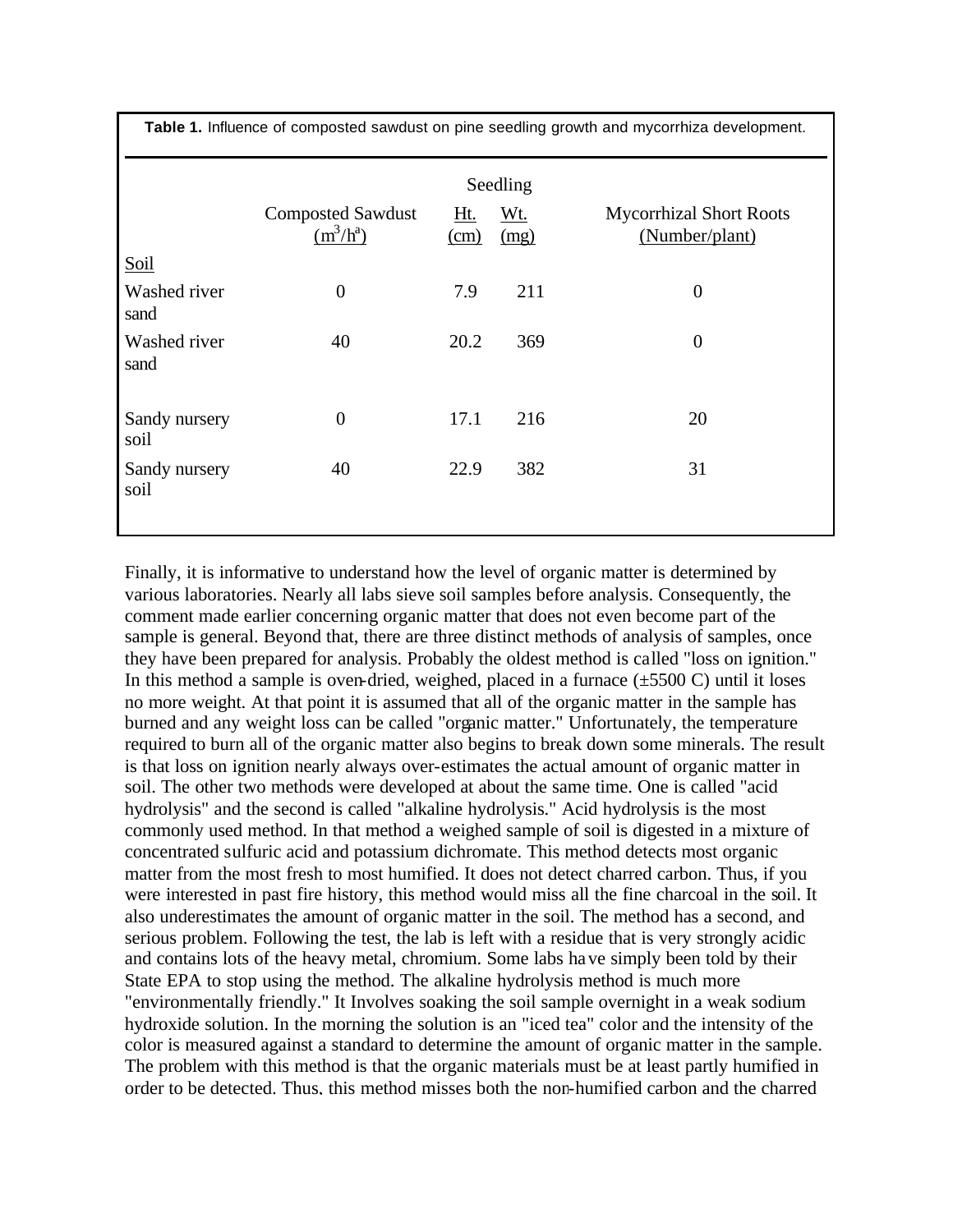**Table 1.** Influence of composted sawdust on pine seedling growth and mycorrhiza development.

| | | Seedling | | |
|---|---|---|---|---|
| | Composted Sawdust ($m^3/h^a$) | Ht. (cm) | Wt. (mg) | Mycorrhizal Short Roots (Number/plant) |
| Soil | | | | |
| Washed river sand | 0 | 7.9 | 211 | 0 |
| Washed river sand | 40 | 20.2 | 369 | 0 |
| Sandy nursery soil | 0 | 17.1 | 216 | 20 |
| Sandy nursery soil | 40 | 22.9 | 382 | 31 |

Finally, it is informative to understand how the level of organic matter is determined by various laboratories. Nearly all labs sieve soil samples before analysis. Consequently, the comment made earlier concerning organic matter that does not even become part of the sample is general. Beyond that, there are three distinct methods of analysis of samples, once they have been prepared for analysis. Probably the oldest method is called "loss on ignition." In this method a sample is oven-dried, weighed, placed in a furnace (±5500 C) until it loses no more weight. At that point it is assumed that all of the organic matter in the sample has burned and any weight loss can be called "organic matter." Unfortunately, the temperature required to burn all of the organic matter also begins to break down some minerals. The result is that loss on ignition nearly always over-estimates the actual amount of organic matter in soil. The other two methods were developed at about the same time. One is called "acid hydrolysis" and the second is called "alkaline hydrolysis." Acid hydrolysis is the most commonly used method. In that method a weighed sample of soil is digested in a mixture of concentrated sulfuric acid and potassium dichromate. This method detects most organic matter from the most fresh to most humified. It does not detect charred carbon. Thus, if you were interested in past fire history, this method would miss all the fine charcoal in the soil. It also underestimates the amount of organic matter in the soil. The method has a second, and serious problem. Following the test, the lab is left with a residue that is very strongly acidic and contains lots of the heavy metal, chromium. Some labs have simply been told by their State EPA to stop using the method. The alkaline hydrolysis method is much more "environmentally friendly." It Involves soaking the soil sample overnight in a weak sodium hydroxide solution. In the morning the solution is an "iced tea" color and the intensity of the color is measured against a standard to determine the amount of organic matter in the sample. The problem with this method is that the organic materials must be at least partly humified in order to be detected. Thus, this method misses both the non-humified carbon and the charred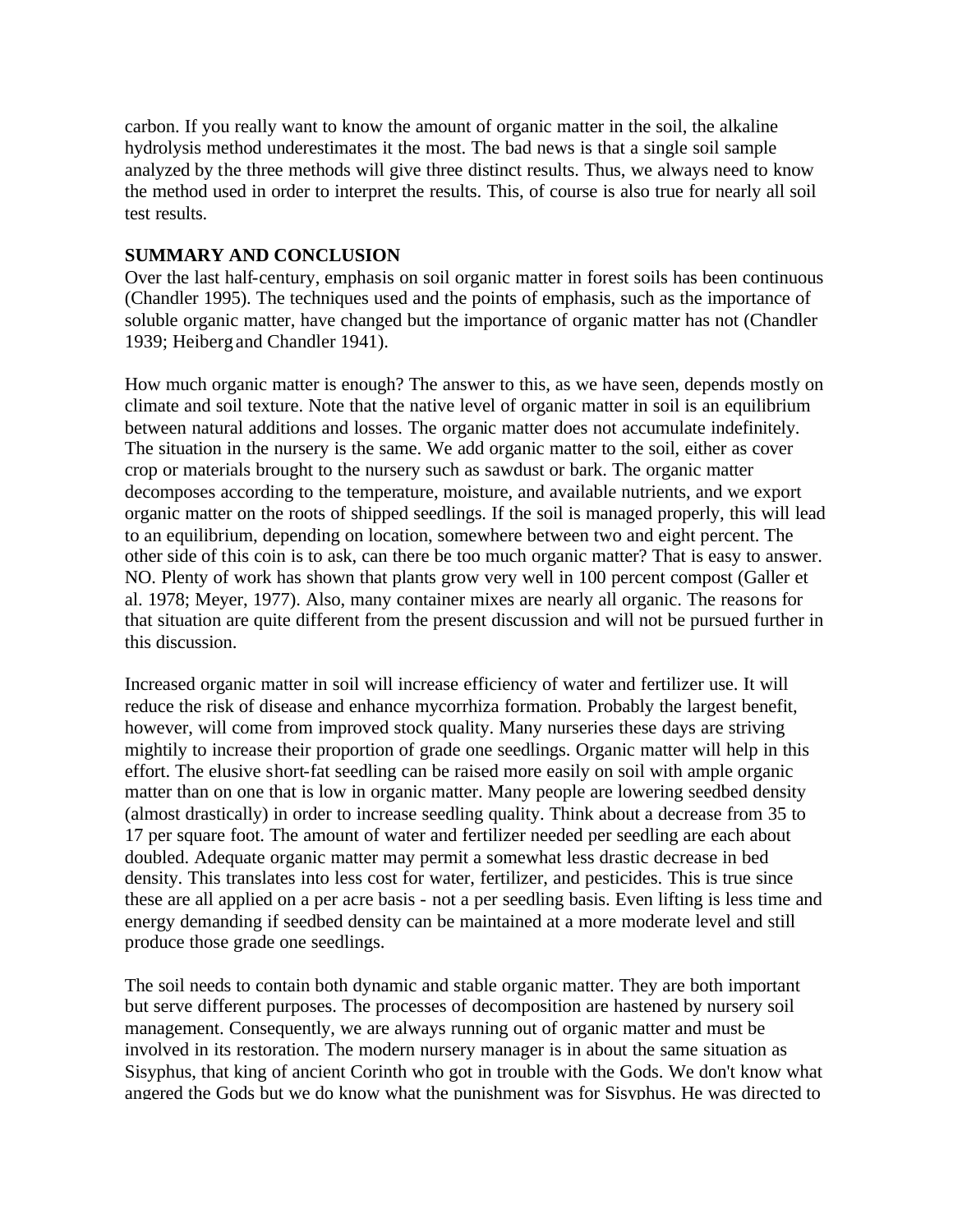carbon. If you really want to know the amount of organic matter in the soil, the alkaline hydrolysis method underestimates it the most. The bad news is that a single soil sample analyzed by the three methods will give three distinct results. Thus, we always need to know the method used in order to interpret the results. This, of course is also true for nearly all soil test results.

**SUMMARY AND CONCLUSION**

Over the last half-century, emphasis on soil organic matter in forest soils has been continuous (Chandler 1995). The techniques used and the points of emphasis, such as the importance of soluble organic matter, have changed but the importance of organic matter has not (Chandler 1939; Heiberg and Chandler 1941).

How much organic matter is enough? The answer to this, as we have seen, depends mostly on climate and soil texture. Note that the native level of organic matter in soil is an equilibrium between natural additions and losses. The organic matter does not accumulate indefinitely. The situation in the nursery is the same. We add organic matter to the soil, either as cover crop or materials brought to the nursery such as sawdust or bark. The organic matter decomposes according to the temperature, moisture, and available nutrients, and we export organic matter on the roots of shipped seedlings. If the soil is managed properly, this will lead to an equilibrium, depending on location, somewhere between two and eight percent. The other side of this coin is to ask, can there be too much organic matter? That is easy to answer. NO. Plenty of work has shown that plants grow very well in 100 percent compost (Galler et al. 1978; Meyer, 1977). Also, many container mixes are nearly all organic. The reasons for that situation are quite different from the present discussion and will not be pursued further in this discussion.

Increased organic matter in soil will increase efficiency of water and fertilizer use. It will reduce the risk of disease and enhance mycorrhiza formation. Probably the largest benefit, however, will come from improved stock quality. Many nurseries these days are striving mightily to increase their proportion of grade one seedlings. Organic matter will help in this effort. The elusive short-fat seedling can be raised more easily on soil with ample organic matter than on one that is low in organic matter. Many people are lowering seedbed density (almost drastically) in order to increase seedling quality. Think about a decrease from 35 to 17 per square foot. The amount of water and fertilizer needed per seedling are each about doubled. Adequate organic matter may permit a somewhat less drastic decrease in bed density. This translates into less cost for water, fertilizer, and pesticides. This is true since these are all applied on a per acre basis - not a per seedling basis. Even lifting is less time and energy demanding if seedbed density can be maintained at a more moderate level and still produce those grade one seedlings.

The soil needs to contain both dynamic and stable organic matter. They are both important but serve different purposes. The processes of decomposition are hastened by nursery soil management. Consequently, we are always running out of organic matter and must be involved in its restoration. The modern nursery manager is in about the same situation as Sisyphus, that king of ancient Corinth who got in trouble with the Gods. We don't know what angered the Gods but we do know what the punishment was for Sisyphus. He was directed to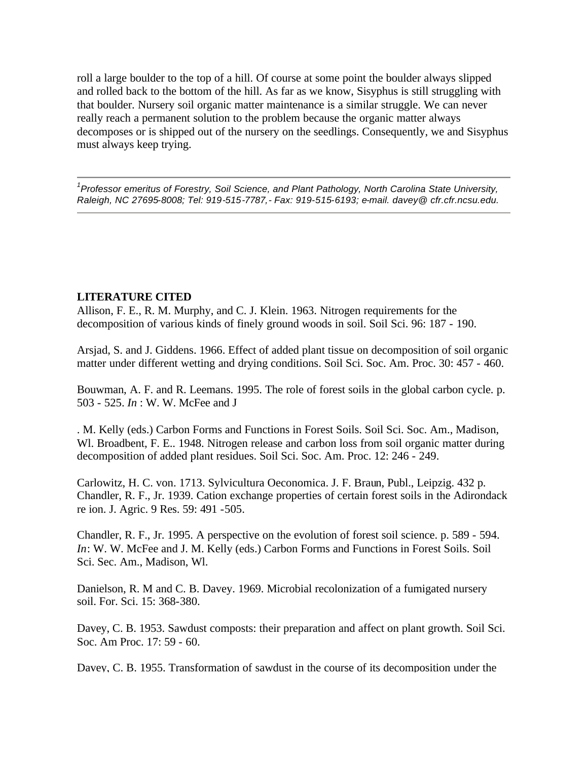roll a large boulder to the top of a hill. Of course at some point the boulder always slipped and rolled back to the bottom of the hill. As far as we know, Sisyphus is still struggling with that boulder. Nursery soil organic matter maintenance is a similar struggle. We can never really reach a permanent solution to the problem because the organic matter always decomposes or is shipped out of the nursery on the seedlings. Consequently, we and Sisyphus must always keep trying.

---

[1]*Professor emeritus of Forestry, Soil Science, and Plant Pathology, North Carolina State University, Raleigh, NC 27695-8008; Tel: 919-515-7787,- Fax: 919-515-6193; e-mail. davey@ cfr.cfr.ncsu.edu.*

---

**LITERATURE CITED**

Allison, F. E., R. M. Murphy, and C. J. Klein. 1963. Nitrogen requirements for the decomposition of various kinds of finely ground woods in soil. Soil Sci. 96: 187 - 190.

Arsjad, S. and J. Giddens. 1966. Effect of added plant tissue on decomposition of soil organic matter under different wetting and drying conditions. Soil Sci. Soc. Am. Proc. 30: 457 - 460.

Bouwman, A. F. and R. Leemans. 1995. The role of forest soils in the global carbon cycle. p. 503 - 525. *In* : W. W. McFee and J

. M. Kelly (eds.) Carbon Forms and Functions in Forest Soils. Soil Sci. Soc. Am., Madison, Wl. Broadbent, F. E.. 1948. Nitrogen release and carbon loss from soil organic matter during decomposition of added plant residues. Soil Sci. Soc. Am. Proc. 12: 246 - 249.

Carlowitz, H. C. von. 1713. Sylvicultura Oeconomica. J. F. Braun, Publ., Leipzig. 432 p. Chandler, R. F., Jr. 1939. Cation exchange properties of certain forest soils in the Adirondack re ion. J. Agric. 9 Res. 59: 491 -505.

Chandler, R. F., Jr. 1995. A perspective on the evolution of forest soil science. p. 589 - 594. *In*: W. W. McFee and J. M. Kelly (eds.) Carbon Forms and Functions in Forest Soils. Soil Sci. Sec. Am., Madison, Wl.

Danielson, R. M and C. B. Davey. 1969. Microbial recolonization of a fumigated nursery soil. For. Sci. 15: 368-380.

Davey, C. B. 1953. Sawdust composts: their preparation and affect on plant growth. Soil Sci. Soc. Am Proc. 17: 59 - 60.

Davey, C. B. 1955. Transformation of sawdust in the course of its decomposition under the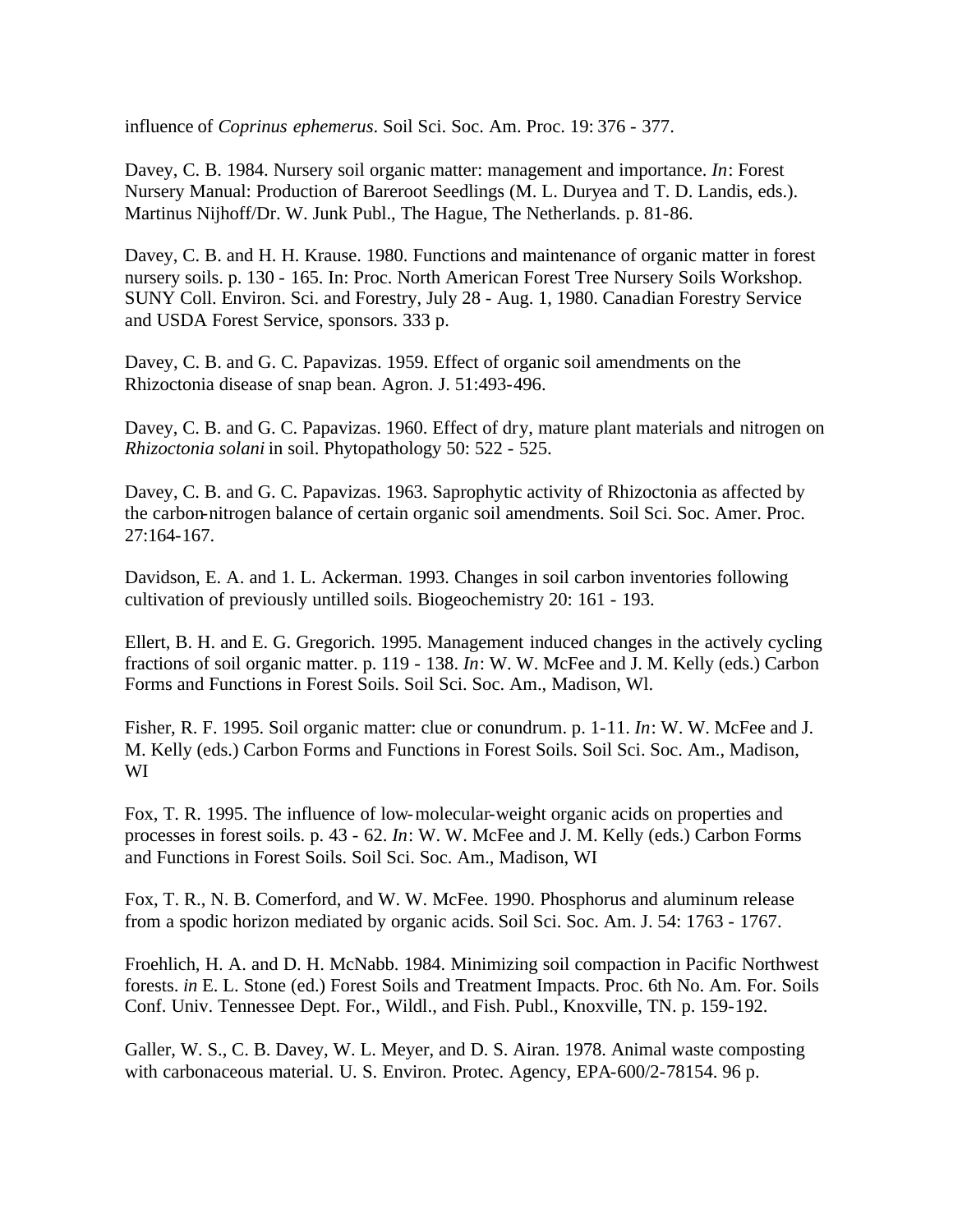influence of *Coprinus ephemerus*. Soil Sci. Soc. Am. Proc. 19: 376 - 377.

Davey, C. B. 1984. Nursery soil organic matter: management and importance. *In*: Forest Nursery Manual: Production of Bareroot Seedlings (M. L. Duryea and T. D. Landis, eds.). Martinus Nijhoff/Dr. W. Junk Publ., The Hague, The Netherlands. p. 81-86.

Davey, C. B. and H. H. Krause. 1980. Functions and maintenance of organic matter in forest nursery soils. p. 130 - 165. In: Proc. North American Forest Tree Nursery Soils Workshop. SUNY Coll. Environ. Sci. and Forestry, July 28 - Aug. 1, 1980. Canadian Forestry Service and USDA Forest Service, sponsors. 333 p.

Davey, C. B. and G. C. Papavizas. 1959. Effect of organic soil amendments on the Rhizoctonia disease of snap bean. Agron. J. 51:493-496.

Davey, C. B. and G. C. Papavizas. 1960. Effect of dry, mature plant materials and nitrogen on *Rhizoctonia solani* in soil. Phytopathology 50: 522 - 525.

Davey, C. B. and G. C. Papavizas. 1963. Saprophytic activity of Rhizoctonia as affected by the carbon-nitrogen balance of certain organic soil amendments. Soil Sci. Soc. Amer. Proc. 27:164-167.

Davidson, E. A. and 1. L. Ackerman. 1993. Changes in soil carbon inventories following cultivation of previously untilled soils. Biogeochemistry 20: 161 - 193.

Ellert, B. H. and E. G. Gregorich. 1995. Management induced changes in the actively cycling fractions of soil organic matter. p. 119 - 138. *In*: W. W. McFee and J. M. Kelly (eds.) Carbon Forms and Functions in Forest Soils. Soil Sci. Soc. Am., Madison, Wl.

Fisher, R. F. 1995. Soil organic matter: clue or conundrum. p. 1-11. *In*: W. W. McFee and J. M. Kelly (eds.) Carbon Forms and Functions in Forest Soils. Soil Sci. Soc. Am., Madison, WI

Fox, T. R. 1995. The influence of low-molecular-weight organic acids on properties and processes in forest soils. p. 43 - 62. *In*: W. W. McFee and J. M. Kelly (eds.) Carbon Forms and Functions in Forest Soils. Soil Sci. Soc. Am., Madison, WI

Fox, T. R., N. B. Comerford, and W. W. McFee. 1990. Phosphorus and aluminum release from a spodic horizon mediated by organic acids. Soil Sci. Soc. Am. J. 54: 1763 - 1767.

Froehlich, H. A. and D. H. McNabb. 1984. Minimizing soil compaction in Pacific Northwest forests. *in* E. L. Stone (ed.) Forest Soils and Treatment Impacts. Proc. 6th No. Am. For. Soils Conf. Univ. Tennessee Dept. For., Wildl., and Fish. Publ., Knoxville, TN. p. 159-192.

Galler, W. S., C. B. Davey, W. L. Meyer, and D. S. Airan. 1978. Animal waste composting with carbonaceous material. U. S. Environ. Protec. Agency, EPA-600/2-78154. 96 p.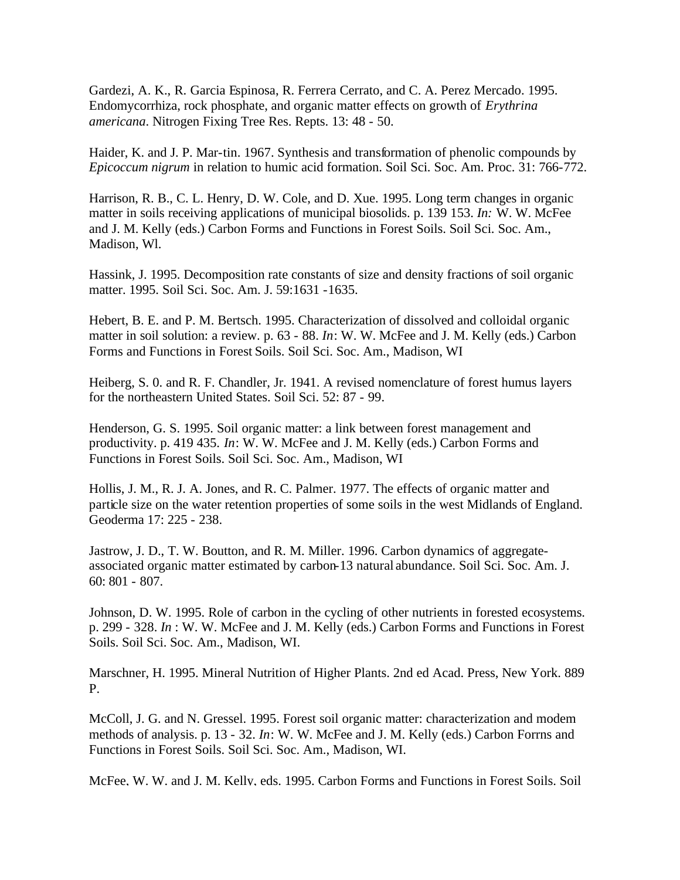Gardezi, A. K., R. Garcia Espinosa, R. Ferrera Cerrato, and C. A. Perez Mercado. 1995. Endomycorrhiza, rock phosphate, and organic matter effects on growth of *Erythrina americana*. Nitrogen Fixing Tree Res. Repts. 13: 48 - 50.

Haider, K. and J. P. Mar-tin. 1967. Synthesis and transformation of phenolic compounds by *Epicoccum nigrum* in relation to humic acid formation. Soil Sci. Soc. Am. Proc. 31: 766-772.

Harrison, R. B., C. L. Henry, D. W. Cole, and D. Xue. 1995. Long term changes in organic matter in soils receiving applications of municipal biosolids. p. 139 153. *In:* W. W. McFee and J. M. Kelly (eds.) Carbon Forms and Functions in Forest Soils. Soil Sci. Soc. Am., Madison, Wl.

Hassink, J. 1995. Decomposition rate constants of size and density fractions of soil organic matter. 1995. Soil Sci. Soc. Am. J. 59:1631 -1635.

Hebert, B. E. and P. M. Bertsch. 1995. Characterization of dissolved and colloidal organic matter in soil solution: a review. p. 63 - 88. *In*: W. W. McFee and J. M. Kelly (eds.) Carbon Forms and Functions in Forest Soils. Soil Sci. Soc. Am., Madison, WI

Heiberg, S. 0. and R. F. Chandler, Jr. 1941. A revised nomenclature of forest humus layers for the northeastern United States. Soil Sci. 52: 87 - 99.

Henderson, G. S. 1995. Soil organic matter: a link between forest management and productivity. p. 419 435. *In*: W. W. McFee and J. M. Kelly (eds.) Carbon Forms and Functions in Forest Soils. Soil Sci. Soc. Am., Madison, WI

Hollis, J. M., R. J. A. Jones, and R. C. Palmer. 1977. The effects of organic matter and particle size on the water retention properties of some soils in the west Midlands of England. Geoderma 17: 225 - 238.

Jastrow, J. D., T. W. Boutton, and R. M. Miller. 1996. Carbon dynamics of aggregate-associated organic matter estimated by carbon-13 natural abundance. Soil Sci. Soc. Am. J. 60: 801 - 807.

Johnson, D. W. 1995. Role of carbon in the cycling of other nutrients in forested ecosystems. p. 299 - 328. *In* : W. W. McFee and J. M. Kelly (eds.) Carbon Forms and Functions in Forest Soils. Soil Sci. Soc. Am., Madison, WI.

Marschner, H. 1995. Mineral Nutrition of Higher Plants. 2nd ed Acad. Press, New York. 889 P.

McColl, J. G. and N. Gressel. 1995. Forest soil organic matter: characterization and modem methods of analysis. p. 13 - 32. *In*: W. W. McFee and J. M. Kelly (eds.) Carbon Forrns and Functions in Forest Soils. Soil Sci. Soc. Am., Madison, WI.

McFee, W. W. and J. M. Kelly, eds. 1995. Carbon Forms and Functions in Forest Soils. Soil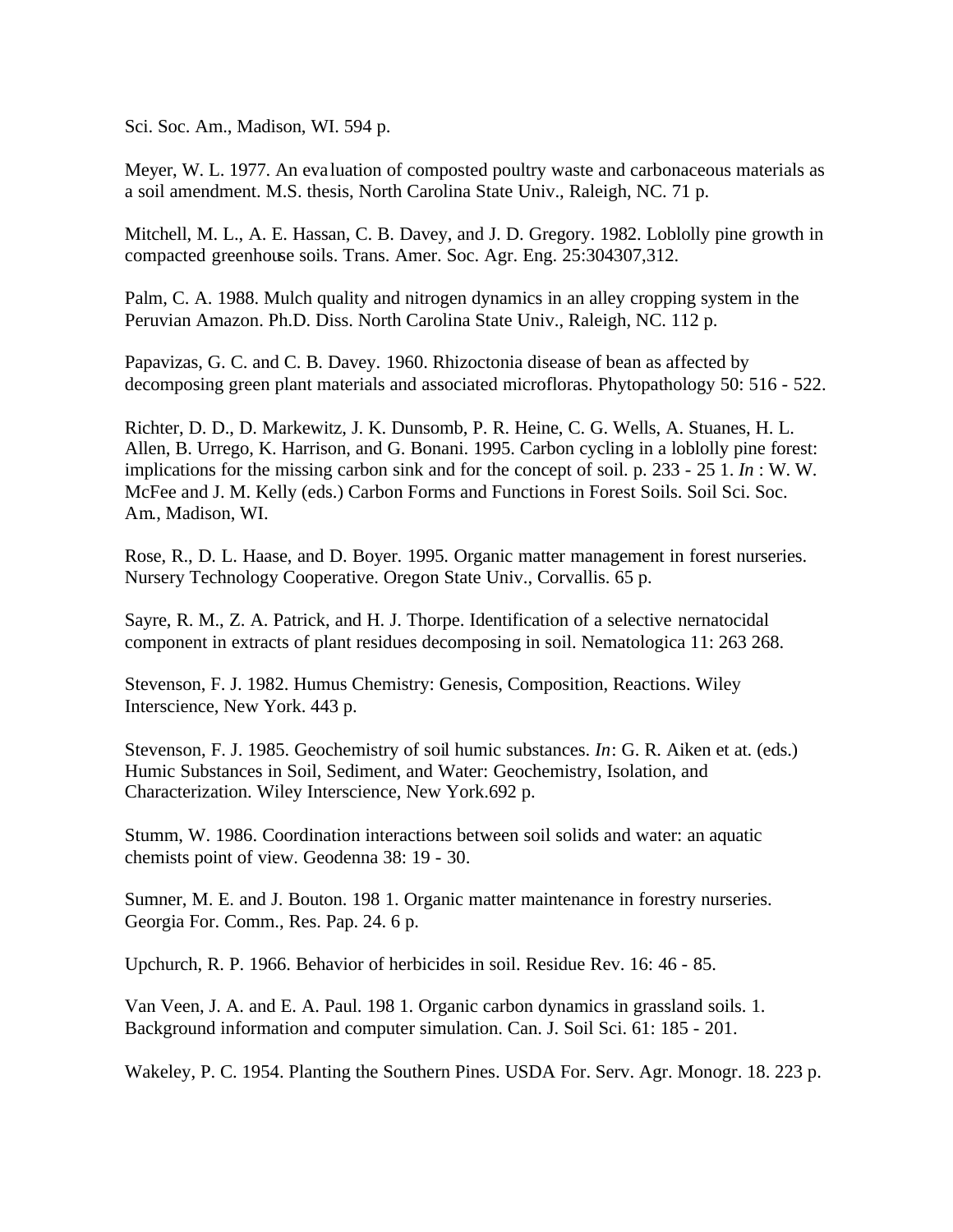Sci. Soc. Am., Madison, WI. 594 p.

Meyer, W. L. 1977. An evaluation of composted poultry waste and carbonaceous materials as a soil amendment. M.S. thesis, North Carolina State Univ., Raleigh, NC. 71 p.

Mitchell, M. L., A. E. Hassan, C. B. Davey, and J. D. Gregory. 1982. Loblolly pine growth in compacted greenhouse soils. Trans. Amer. Soc. Agr. Eng. 25:304307,312.

Palm, C. A. 1988. Mulch quality and nitrogen dynamics in an alley cropping system in the Peruvian Amazon. Ph.D. Diss. North Carolina State Univ., Raleigh, NC. 112 p.

Papavizas, G. C. and C. B. Davey. 1960. Rhizoctonia disease of bean as affected by decomposing green plant materials and associated microfloras. Phytopathology 50: 516 - 522.

Richter, D. D., D. Markewitz, J. K. Dunsomb, P. R. Heine, C. G. Wells, A. Stuanes, H. L. Allen, B. Urrego, K. Harrison, and G. Bonani. 1995. Carbon cycling in a loblolly pine forest: implications for the missing carbon sink and for the concept of soil. p. 233 - 25 1. *In* : W. W. McFee and J. M. Kelly (eds.) Carbon Forms and Functions in Forest Soils. Soil Sci. Soc. Am., Madison, WI.

Rose, R., D. L. Haase, and D. Boyer. 1995. Organic matter management in forest nurseries. Nursery Technology Cooperative. Oregon State Univ., Corvallis. 65 p.

Sayre, R. M., Z. A. Patrick, and H. J. Thorpe. Identification of a selective nernatocidal component in extracts of plant residues decomposing in soil. Nematologica 11: 263 268.

Stevenson, F. J. 1982. Humus Chemistry: Genesis, Composition, Reactions. Wiley Interscience, New York. 443 p.

Stevenson, F. J. 1985. Geochemistry of soil humic substances. *In*: G. R. Aiken et at. (eds.) Humic Substances in Soil, Sediment, and Water: Geochemistry, Isolation, and Characterization. Wiley Interscience, New York.692 p.

Stumm, W. 1986. Coordination interactions between soil solids and water: an aquatic chemists point of view. Geodenna 38: 19 - 30.

Sumner, M. E. and J. Bouton. 198 1. Organic matter maintenance in forestry nurseries. Georgia For. Comm., Res. Pap. 24. 6 p.

Upchurch, R. P. 1966. Behavior of herbicides in soil. Residue Rev. 16: 46 - 85.

Van Veen, J. A. and E. A. Paul. 198 1. Organic carbon dynamics in grassland soils. 1. Background information and computer simulation. Can. J. Soil Sci. 61: 185 - 201.

Wakeley, P. C. 1954. Planting the Southern Pines. USDA For. Serv. Agr. Monogr. 18. 223 p.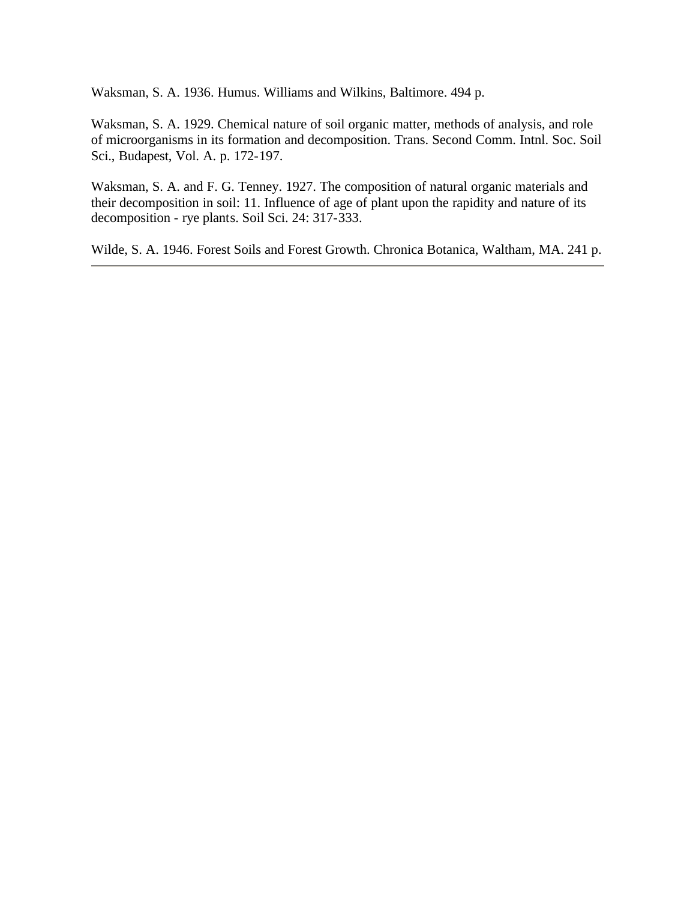Waksman, S. A. 1936. Humus. Williams and Wilkins, Baltimore. 494 p.

Waksman, S. A. 1929. Chemical nature of soil organic matter, methods of analysis, and role of microorganisms in its formation and decomposition. Trans. Second Comm. Intnl. Soc. Soil Sci., Budapest, Vol. A. p. 172-197.

Waksman, S. A. and F. G. Tenney. 1927. The composition of natural organic materials and their decomposition in soil: 11. Influence of age of plant upon the rapidity and nature of its decomposition - rye plants. Soil Sci. 24: 317-333.

Wilde, S. A. 1946. Forest Soils and Forest Growth. Chronica Botanica, Waltham, MA. 241 p.

---